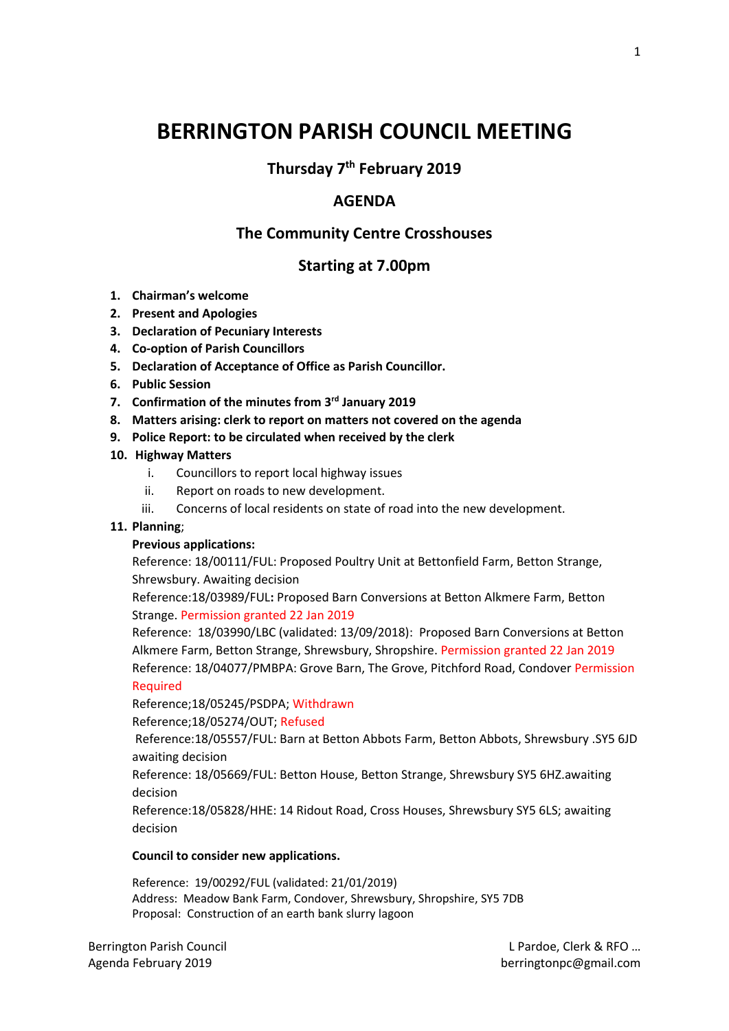# BERRINGTON PARISH COUNCIL MEETING

## Thursday 7th February 2019

## AGENDA

## The Community Centre Crosshouses

## Starting at 7.00pm

1. **Chairman's welcome**
2. **Present and Apologies**
3. **Declaration of Pecuniary Interests**
4. **Co-option of Parish Councillors**
5. **Declaration of Acceptance of Office as Parish Councillor.**
6. **Public Session**
7. **Confirmation of the minutes from 3rd January 2019**
8. **Matters arising: clerk to report on matters not covered on the agenda**
9. **Police Report: to be circulated when received by the clerk**
10. **Highway Matters**
    1. Councillors to report local highway issues
    2. Report on roads to new development.
    3. Concerns of local residents on state of road into the new development.
11. **Planning**;

    **Previous applications:**

    Reference: 18/00111/FUL: Proposed Poultry Unit at Bettonfield Farm, Betton Strange, Shrewsbury. Awaiting decision

    Reference:18/03989/FUL**:** Proposed Barn Conversions at Betton Alkmere Farm, Betton Strange. Permission granted 22 Jan 2019

    Reference: 18/03990/LBC (validated: 13/09/2018): Proposed Barn Conversions at Betton Alkmere Farm, Betton Strange, Shrewsbury, Shropshire. Permission granted 22 Jan 2019

    Reference: 18/04077/PMBPA: Grove Barn, The Grove, Pitchford Road, Condover Permission Required

    Reference;18/05245/PSDPA; Withdrawn

    Reference;18/05274/OUT; Refused

    Reference:18/05557/FUL: Barn at Betton Abbots Farm, Betton Abbots, Shrewsbury .SY5 6JD awaiting decision

    Reference: 18/05669/FUL: Betton House, Betton Strange, Shrewsbury SY5 6HZ.awaiting decision

    Reference:18/05828/HHE: 14 Ridout Road, Cross Houses, Shrewsbury SY5 6LS; awaiting decision

    **Council to consider new applications.**

    Reference: 19/00292/FUL (validated: 21/01/2019)
    Address: Meadow Bank Farm, Condover, Shrewsbury, Shropshire, SY5 7DB
    Proposal: Construction of an earth bank slurry lagoon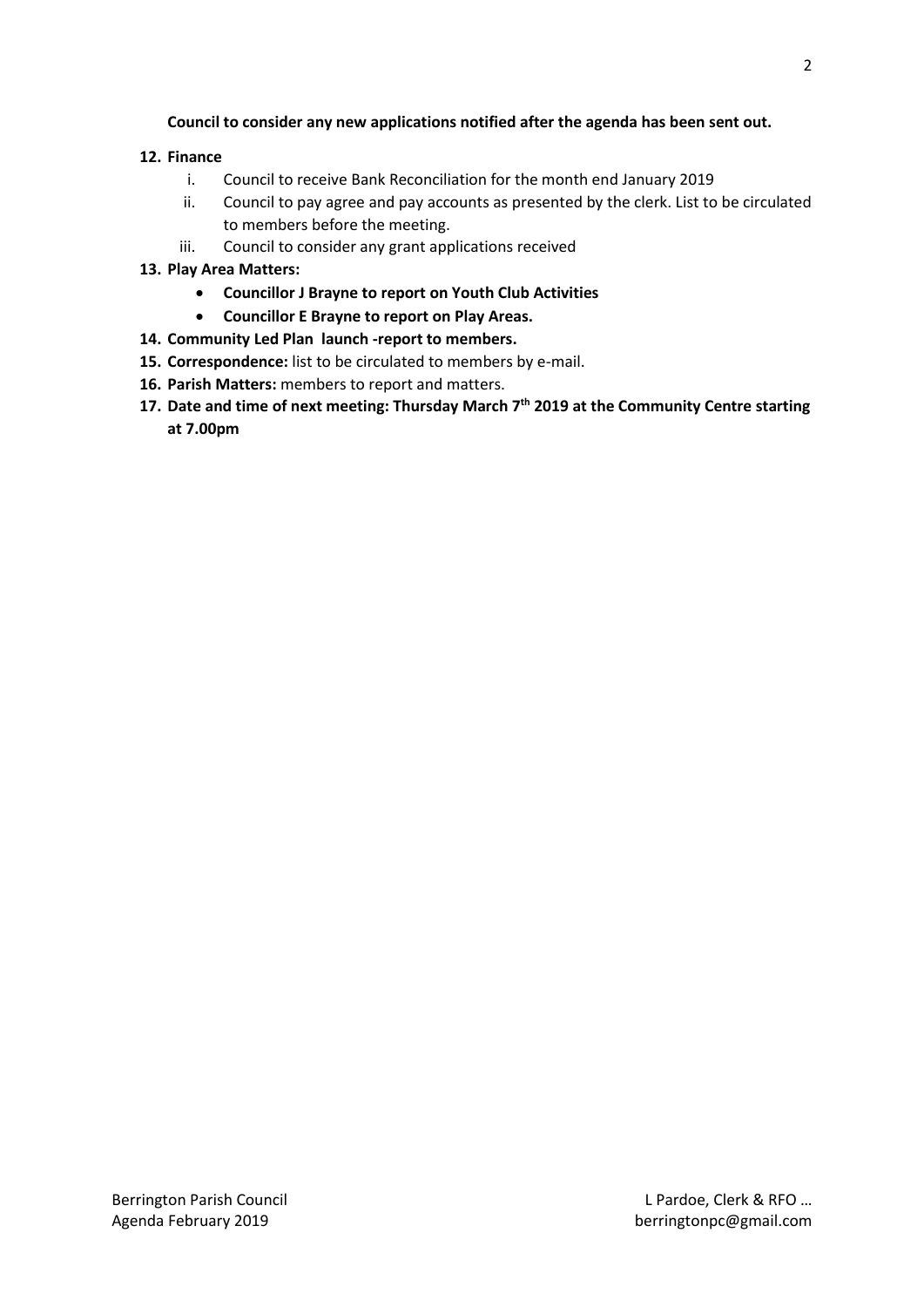**Council to consider any new applications notified after the agenda has been sent out.**

12. **Finance**
    i. Council to receive Bank Reconciliation for the month end January 2019
    ii. Council to pay agree and pay accounts as presented by the clerk. List to be circulated to members before the meeting.
    iii. Council to consider any grant applications received
13. **Play Area Matters:**
    - **Councillor J Brayne to report on Youth Club Activities**
    - **Councillor E Brayne to report on Play Areas.**
14. **Community Led Plan launch -report to members.**
15. **Correspondence:** list to be circulated to members by e-mail.
16. **Parish Matters:** members to report and matters.
17. **Date and time of next meeting: Thursday March 7th 2019 at the Community Centre starting at 7.00pm**